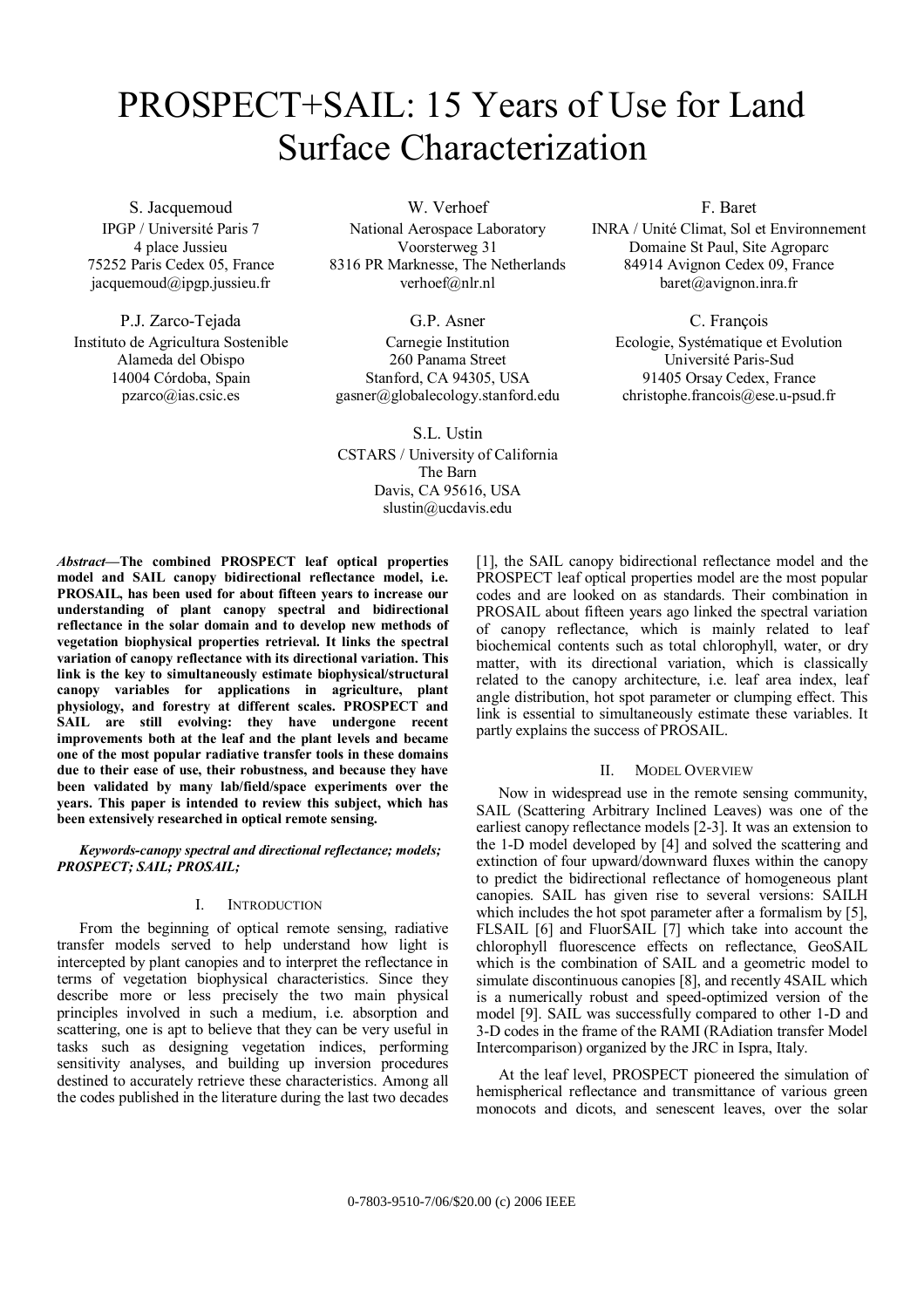# PROSPECT+SAIL: 15 Years of Use for Land Surface Characterization

S. Jacquemoud
IPGP / Université Paris 7
4 place Jussieu
75252 Paris Cedex 05, France
jacquemoud@ipgp.jussieu.fr

W. Verhoef
National Aerospace Laboratory
Voorsterweg 31
8316 PR Marknesse, The Netherlands
verhoef@nlr.nl

F. Baret
INRA / Unité Climat, Sol et Environnement
Domaine St Paul, Site Agroparc
84914 Avignon Cedex 09, France
baret@avignon.inra.fr

P.J. Zarco-Tejada
Instituto de Agricultura Sostenible
Alameda del Obispo
14004 Córdoba, Spain
pzarco@ias.csic.es

G.P. Asner
Carnegie Institution
260 Panama Street
Stanford, CA 94305, USA
gasner@globalecology.stanford.edu

C. François
Ecologie, Systématique et Evolution
Université Paris-Sud
91405 Orsay Cedex, France
christophe.francois@ese.u-psud.fr

S.L. Ustin
CSTARS / University of California
The Barn
Davis, CA 95616, USA
slustin@ucdavis.edu

***Abstract*—The combined PROSPECT leaf optical properties model and SAIL canopy bidirectional reflectance model, i.e. PROSAIL, has been used for about fifteen years to increase our understanding of plant canopy spectral and bidirectional reflectance in the solar domain and to develop new methods of vegetation biophysical properties retrieval. It links the spectral variation of canopy reflectance with its directional variation. This link is the key to simultaneously estimate biophysical/structural canopy variables for applications in agriculture, plant physiology, and forestry at different scales. PROSPECT and SAIL are still evolving: they have undergone recent improvements both at the leaf and the plant levels and became one of the most popular radiative transfer tools in these domains due to their ease of use, their robustness, and because they have been validated by many lab/field/space experiments over the years. This paper is intended to review this subject, which has been extensively researched in optical remote sensing.**

***Keywords-canopy spectral and directional reflectance; models; PROSPECT; SAIL; PROSAIL;***

## I. Introduction

From the beginning of optical remote sensing, radiative transfer models served to help understand how light is intercepted by plant canopies and to interpret the reflectance in terms of vegetation biophysical characteristics. Since they describe more or less precisely the two main physical principles involved in such a medium, i.e. absorption and scattering, one is apt to believe that they can be very useful in tasks such as designing vegetation indices, performing sensitivity analyses, and building up inversion procedures destined to accurately retrieve these characteristics. Among all the codes published in the literature during the last two decades [1], the SAIL canopy bidirectional reflectance model and the PROSPECT leaf optical properties model are the most popular codes and are looked on as standards. Their combination in PROSAIL about fifteen years ago linked the spectral variation of canopy reflectance, which is mainly related to leaf biochemical contents such as total chlorophyll, water, or dry matter, with its directional variation, which is classically related to the canopy architecture, i.e. leaf area index, leaf angle distribution, hot spot parameter or clumping effect. This link is essential to simultaneously estimate these variables. It partly explains the success of PROSAIL.

## II. Model Overview

Now in widespread use in the remote sensing community, SAIL (Scattering Arbitrary Inclined Leaves) was one of the earliest canopy reflectance models [2-3]. It was an extension to the 1-D model developed by [4] and solved the scattering and extinction of four upward/downward fluxes within the canopy to predict the bidirectional reflectance of homogeneous plant canopies. SAIL has given rise to several versions: SAILH which includes the hot spot parameter after a formalism by [5], FLSAIL [6] and FluorSAIL [7] which take into account the chlorophyll fluorescence effects on reflectance, GeoSAIL which is the combination of SAIL and a geometric model to simulate discontinuous canopies [8], and recently 4SAIL which is a numerically robust and speed-optimized version of the model [9]. SAIL was successfully compared to other 1-D and 3-D codes in the frame of the RAMI (RAdiation transfer Model Intercomparison) organized by the JRC in Ispra, Italy.

At the leaf level, PROSPECT pioneered the simulation of hemispherical reflectance and transmittance of various green monocots and dicots, and senescent leaves, over the solar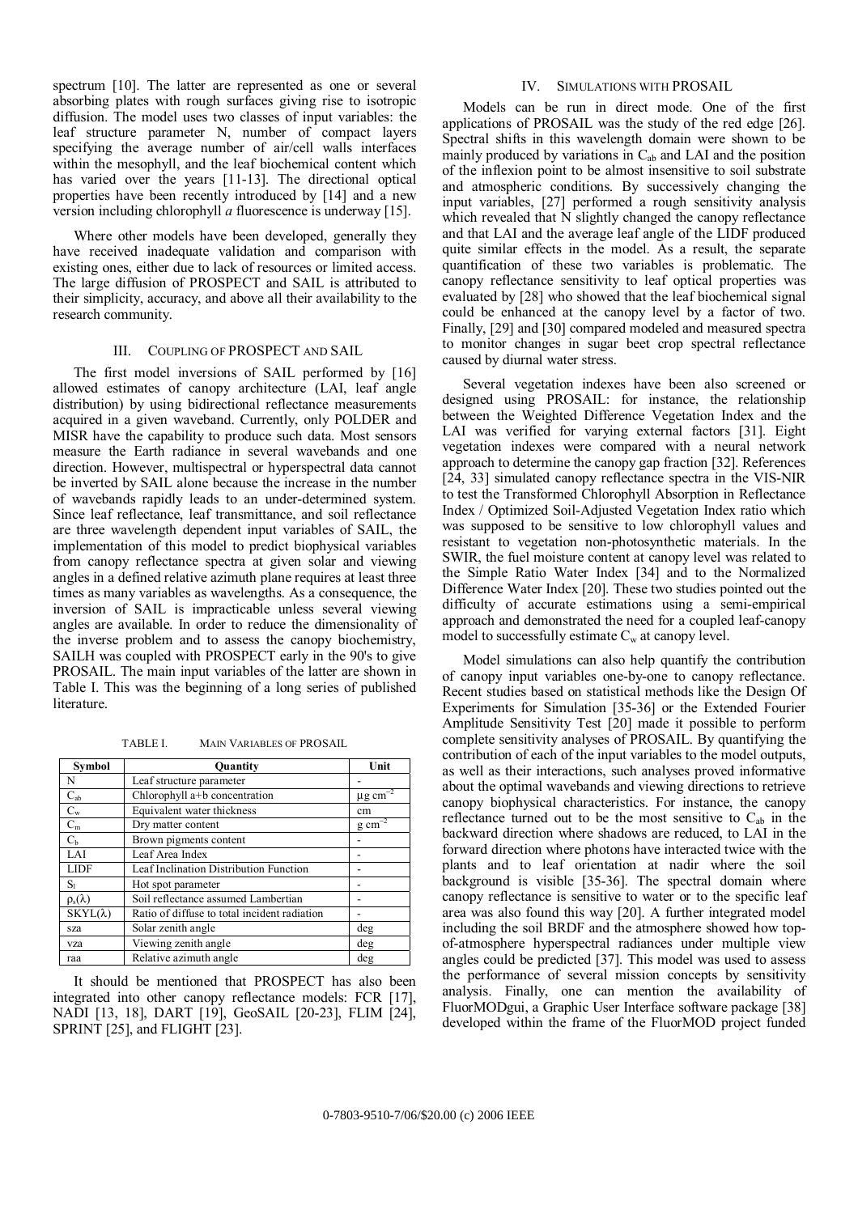spectrum [10]. The latter are represented as one or several absorbing plates with rough surfaces giving rise to isotropic diffusion. The model uses two classes of input variables: the leaf structure parameter N, number of compact layers specifying the average number of air/cell walls interfaces within the mesophyll, and the leaf biochemical content which has varied over the years [11-13]. The directional optical properties have been recently introduced by [14] and a new version including chlorophyll *a* fluorescence is underway [15].

Where other models have been developed, generally they have received inadequate validation and comparison with existing ones, either due to lack of resources or limited access. The large diffusion of PROSPECT and SAIL is attributed to their simplicity, accuracy, and above all their availability to the research community.

## III. Coupling of PROSPECT and SAIL

The first model inversions of SAIL performed by [16] allowed estimates of canopy architecture (LAI, leaf angle distribution) by using bidirectional reflectance measurements acquired in a given waveband. Currently, only POLDER and MISR have the capability to produce such data. Most sensors measure the Earth radiance in several wavebands and one direction. However, multispectral or hyperspectral data cannot be inverted by SAIL alone because the increase in the number of wavebands rapidly leads to an under-determined system. Since leaf reflectance, leaf transmittance, and soil reflectance are three wavelength dependent input variables of SAIL, the implementation of this model to predict biophysical variables from canopy reflectance spectra at given solar and viewing angles in a defined relative azimuth plane requires at least three times as many variables as wavelengths. As a consequence, the inversion of SAIL is impracticable unless several viewing angles are available. In order to reduce the dimensionality of the inverse problem and to assess the canopy biochemistry, SAILH was coupled with PROSPECT early in the 90's to give PROSAIL. The main input variables of the latter are shown in Table I. This was the beginning of a long series of published literature.

TABLE I. Main Variables of PROSAIL

| Symbol | Quantity | Unit |
|---|---|---|
| N | Leaf structure parameter | - |
| $C_{ab}$ | Chlorophyll a+b concentration | $\mu g\ cm^{-2}$ |
| $C_w$ | Equivalent water thickness | cm |
| $C_m$ | Dry matter content | $g\ cm^{-2}$ |
| $C_b$ | Brown pigments content | - |
| LAI | Leaf Area Index | - |
| LIDF | Leaf Inclination Distribution Function | - |
| $S_l$ | Hot spot parameter | - |
| $\rho_s(\lambda)$ | Soil reflectance assumed Lambertian | - |
| $SKYL(\lambda)$ | Ratio of diffuse to total incident radiation | - |
| sza | Solar zenith angle | deg |
| vza | Viewing zenith angle | deg |
| raa | Relative azimuth angle | deg |

It should be mentioned that PROSPECT has also been integrated into other canopy reflectance models: FCR [17], NADI [13, 18], DART [19], GeoSAIL [20-23], FLIM [24], SPRINT [25], and FLIGHT [23].

## IV. Simulations with PROSAIL

Models can be run in direct mode. One of the first applications of PROSAIL was the study of the red edge [26]. Spectral shifts in this wavelength domain were shown to be mainly produced by variations in $C_{ab}$ and LAI and the position of the inflexion point to be almost insensitive to soil substrate and atmospheric conditions. By successively changing the input variables, [27] performed a rough sensitivity analysis which revealed that N slightly changed the canopy reflectance and that LAI and the average leaf angle of the LIDF produced quite similar effects in the model. As a result, the separate quantification of these two variables is problematic. The canopy reflectance sensitivity to leaf optical properties was evaluated by [28] who showed that the leaf biochemical signal could be enhanced at the canopy level by a factor of two. Finally, [29] and [30] compared modeled and measured spectra to monitor changes in sugar beet crop spectral reflectance caused by diurnal water stress.

Several vegetation indexes have been also screened or designed using PROSAIL: for instance, the relationship between the Weighted Difference Vegetation Index and the LAI was verified for varying external factors [31]. Eight vegetation indexes were compared with a neural network approach to determine the canopy gap fraction [32]. References [24, 33] simulated canopy reflectance spectra in the VIS-NIR to test the Transformed Chlorophyll Absorption in Reflectance Index / Optimized Soil-Adjusted Vegetation Index ratio which was supposed to be sensitive to low chlorophyll values and resistant to vegetation non-photosynthetic materials. In the SWIR, the fuel moisture content at canopy level was related to the Simple Ratio Water Index [34] and to the Normalized Difference Water Index [20]. These two studies pointed out the difficulty of accurate estimations using a semi-empirical approach and demonstrated the need for a coupled leaf-canopy model to successfully estimate $C_w$ at canopy level.

Model simulations can also help quantify the contribution of canopy input variables one-by-one to canopy reflectance. Recent studies based on statistical methods like the Design Of Experiments for Simulation [35-36] or the Extended Fourier Amplitude Sensitivity Test [20] made it possible to perform complete sensitivity analyses of PROSAIL. By quantifying the contribution of each of the input variables to the model outputs, as well as their interactions, such analyses proved informative about the optimal wavebands and viewing directions to retrieve canopy biophysical characteristics. For instance, the canopy reflectance turned out to be the most sensitive to $C_{ab}$ in the backward direction where shadows are reduced, to LAI in the forward direction where photons have interacted twice with the plants and to leaf orientation at nadir where the soil background is visible [35-36]. The spectral domain where canopy reflectance is sensitive to water or to the specific leaf area was also found this way [20]. A further integrated model including the soil BRDF and the atmosphere showed how top-of-atmosphere hyperspectral radiances under multiple view angles could be predicted [37]. This model was used to assess the performance of several mission concepts by sensitivity analysis. Finally, one can mention the availability of FluorMODgui, a Graphic User Interface software package [38] developed within the frame of the FluorMOD project funded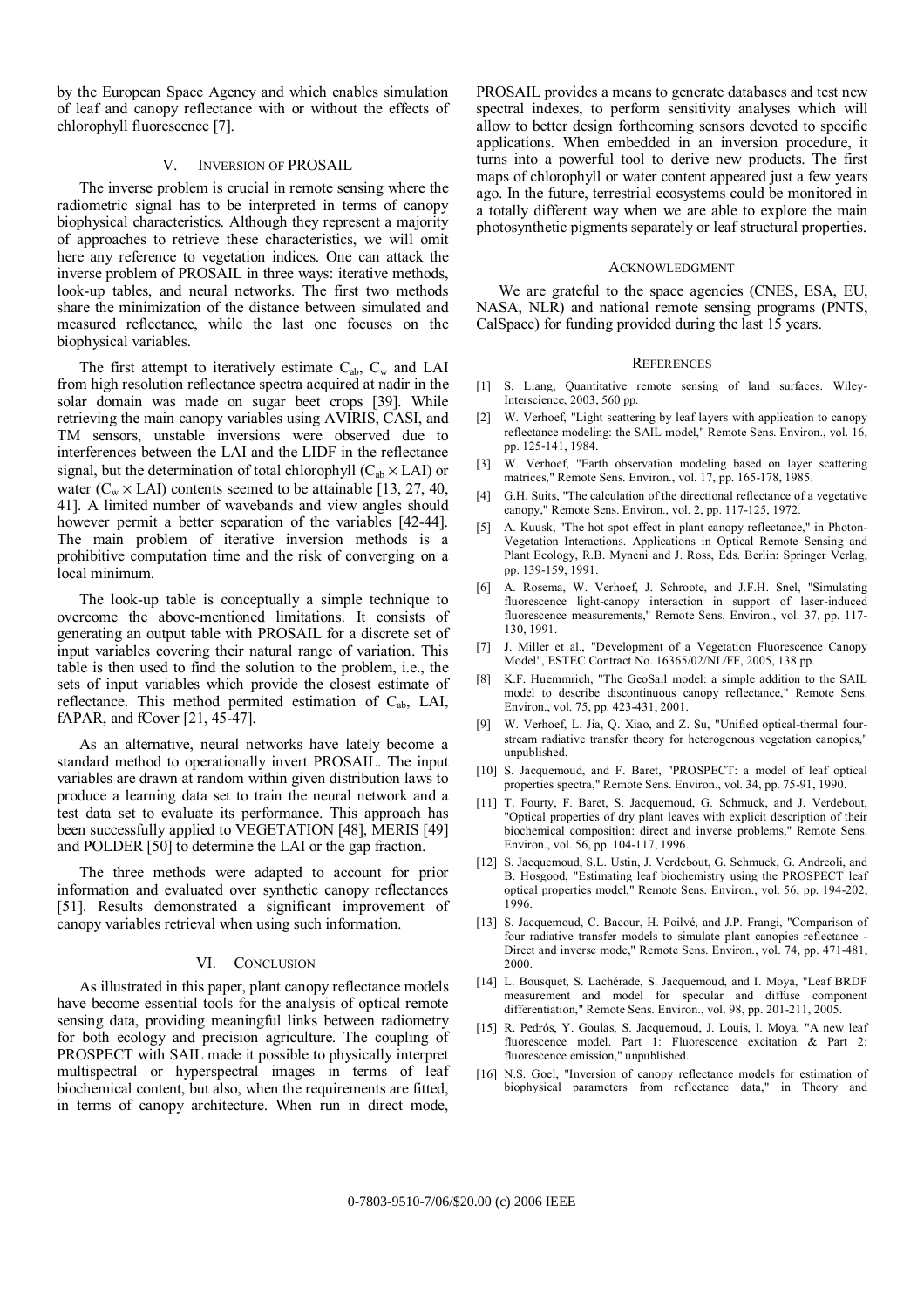by the European Space Agency and which enables simulation of leaf and canopy reflectance with or without the effects of chlorophyll fluorescence [7].

## V. Inversion of PROSAIL

The inverse problem is crucial in remote sensing where the radiometric signal has to be interpreted in terms of canopy biophysical characteristics. Although they represent a majority of approaches to retrieve these characteristics, we will omit here any reference to vegetation indices. One can attack the inverse problem of PROSAIL in three ways: iterative methods, look-up tables, and neural networks. The first two methods share the minimization of the distance between simulated and measured reflectance, while the last one focuses on the biophysical variables.

The first attempt to iteratively estimate $C_{ab}$, $C_w$ and LAI from high resolution reflectance spectra acquired at nadir in the solar domain was made on sugar beet crops [39]. While retrieving the main canopy variables using AVIRIS, CASI, and TM sensors, unstable inversions were observed due to interferences between the LAI and the LIDF in the reflectance signal, but the determination of total chlorophyll ($C_{ab} \times$ LAI) or water ($C_w \times$ LAI) contents seemed to be attainable [13, 27, 40, 41]. A limited number of wavebands and view angles should however permit a better separation of the variables [42-44]. The main problem of iterative inversion methods is a prohibitive computation time and the risk of converging on a local minimum.

The look-up table is conceptually a simple technique to overcome the above-mentioned limitations. It consists of generating an output table with PROSAIL for a discrete set of input variables covering their natural range of variation. This table is then used to find the solution to the problem, i.e., the sets of input variables which provide the closest estimate of reflectance. This method permited estimation of $C_{ab}$, LAI, fAPAR, and fCover [21, 45-47].

As an alternative, neural networks have lately become a standard method to operationally invert PROSAIL. The input variables are drawn at random within given distribution laws to produce a learning data set to train the neural network and a test data set to evaluate its performance. This approach has been successfully applied to VEGETATION [48], MERIS [49] and POLDER [50] to determine the LAI or the gap fraction.

The three methods were adapted to account for prior information and evaluated over synthetic canopy reflectances [51]. Results demonstrated a significant improvement of canopy variables retrieval when using such information.

## VI. Conclusion

As illustrated in this paper, plant canopy reflectance models have become essential tools for the analysis of optical remote sensing data, providing meaningful links between radiometry for both ecology and precision agriculture. The coupling of PROSPECT with SAIL made it possible to physically interpret multispectral or hyperspectral images in terms of leaf biochemical content, but also, when the requirements are fitted, in terms of canopy architecture. When run in direct mode, PROSAIL provides a means to generate databases and test new spectral indexes, to perform sensitivity analyses which will allow to better design forthcoming sensors devoted to specific applications. When embedded in an inversion procedure, it turns into a powerful tool to derive new products. The first maps of chlorophyll or water content appeared just a few years ago. In the future, terrestrial ecosystems could be monitored in a totally different way when we are able to explore the main photosynthetic pigments separately or leaf structural properties.

## Acknowledgment

We are grateful to the space agencies (CNES, ESA, EU, NASA, NLR) and national remote sensing programs (PNTS, CalSpace) for funding provided during the last 15 years.

## References

[1] S. Liang, Quantitative remote sensing of land surfaces. Wiley-Interscience, 2003, 560 pp.

[2] W. Verhoef, "Light scattering by leaf layers with application to canopy reflectance modeling: the SAIL model," Remote Sens. Environ., vol. 16, pp. 125-141, 1984.

[3] W. Verhoef, "Earth observation modeling based on layer scattering matrices," Remote Sens. Environ., vol. 17, pp. 165-178, 1985.

[4] G.H. Suits, "The calculation of the directional reflectance of a vegetative canopy," Remote Sens. Environ., vol. 2, pp. 117-125, 1972.

[5] A. Kuusk, "The hot spot effect in plant canopy reflectance," in Photon-Vegetation Interactions. Applications in Optical Remote Sensing and Plant Ecology, R.B. Myneni and J. Ross, Eds. Berlin: Springer Verlag, pp. 139-159, 1991.

[6] A. Rosema, W. Verhoef, J. Schroote, and J.F.H. Snel, "Simulating fluorescence light-canopy interaction in support of laser-induced fluorescence measurements," Remote Sens. Environ., vol. 37, pp. 117-130, 1991.

[7] J. Miller et al., "Development of a Vegetation Fluorescence Canopy Model", ESTEC Contract No. 16365/02/NL/FF, 2005, 138 pp.

[8] K.F. Huemmrich, "The GeoSail model: a simple addition to the SAIL model to describe discontinuous canopy reflectance," Remote Sens. Environ., vol. 75, pp. 423-431, 2001.

[9] W. Verhoef, L. Jia, Q. Xiao, and Z. Su, "Unified optical-thermal four-stream radiative transfer theory for heterogenous vegetation canopies," unpublished.

[10] S. Jacquemoud, and F. Baret, "PROSPECT: a model of leaf optical properties spectra," Remote Sens. Environ., vol. 34, pp. 75-91, 1990.

[11] T. Fourty, F. Baret, S. Jacquemoud, G. Schmuck, and J. Verdebout, "Optical properties of dry plant leaves with explicit description of their biochemical composition: direct and inverse problems," Remote Sens. Environ., vol. 56, pp. 104-117, 1996.

[12] S. Jacquemoud, S.L. Ustin, J. Verdebout, G. Schmuck, G. Andreoli, and B. Hosgood, "Estimating leaf biochemistry using the PROSPECT leaf optical properties model," Remote Sens. Environ., vol. 56, pp. 194-202, 1996.

[13] S. Jacquemoud, C. Bacour, H. Poilvé, and J.P. Frangi, "Comparison of four radiative transfer models to simulate plant canopies reflectance - Direct and inverse mode," Remote Sens. Environ., vol. 74, pp. 471-481, 2000.

[14] L. Bousquet, S. Lachérade, S. Jacquemoud, and I. Moya, "Leaf BRDF measurement and model for specular and diffuse component differentiation," Remote Sens. Environ., vol. 98, pp. 201-211, 2005.

[15] R. Pedrós, Y. Goulas, S. Jacquemoud, J. Louis, I. Moya, "A new leaf fluorescence model. Part 1: Fluorescence excitation & Part 2: fluorescence emission," unpublished.

[16] N.S. Goel, "Inversion of canopy reflectance models for estimation of biophysical parameters from reflectance data," in Theory and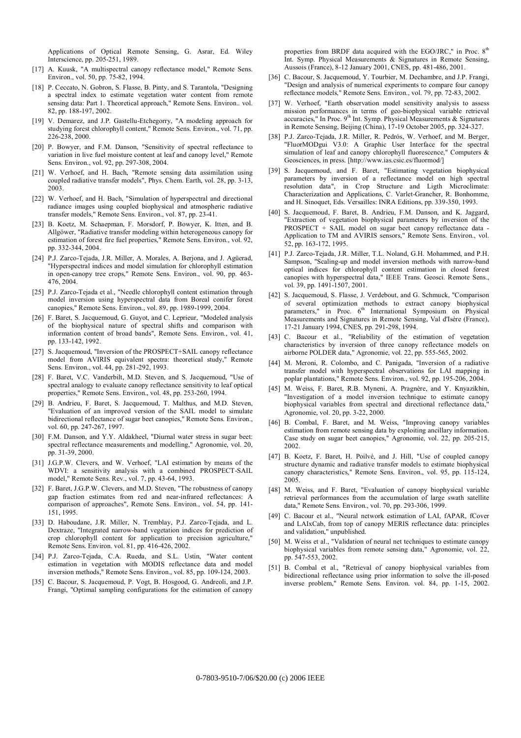Applications of Optical Remote Sensing, G. Asrar, Ed. Wiley Interscience, pp. 205-251, 1989.

[17] A. Kuusk, "A multispectral canopy reflectance model," Remote Sens. Environ., vol. 50, pp. 75-82, 1994.

[18] P. Ceccato, N. Gobron, S. Flasse, B. Pinty, and S. Tarantola, "Designing a spectral index to estimate vegetation water content from remote sensing data: Part 1. Theoretical approach," Remote Sens. Environ.. vol. 82, pp. 188-197, 2002.

[19] V. Demarez, and J.P. Gastellu-Etchegorry, "A modeling approach for studying forest chlorophyll content," Remote Sens. Environ., vol. 71, pp. 226-238, 2000.

[20] P. Bowyer, and F.M. Danson, "Sensitivity of spectral reflectance to variation in live fuel moisture content at leaf and canopy level," Remote Sens. Environ., vol. 92, pp. 297-308, 2004.

[21] W. Verhoef, and H. Bach, "Remote sensing data assimilation using coupled radiative transfer models", Phys. Chem. Earth, vol. 28, pp. 3-13, 2003.

[22] W. Verhoef, and H. Bach, "Simulation of hyperspectral and directional radiance images using coupled biophysical and atmospheric radiative transfer models," Remote Sens. Environ., vol. 87, pp. 23-41.

[23] B. Koetz, M. Schaepman, F. Morsdorf, P. Bowyer, K. Itten, and B. Allgöwer, "Radiative transfer modeling within heterogeneous canopy for estimation of forest fire fuel properties," Remote Sens. Environ., vol. 92, pp. 332-344, 2004.

[24] P.J. Zarco-Tejada, J.R. Miller, A. Morales, A. Berjona, and J. Agüerad, "Hyperspectral indices and model simulation for chlorophyll estimation in open-canopy tree crops," Remote Sens. Environ., vol. 90, pp. 463-476, 2004.

[25] P.J. Zarco-Tejada et al., "Needle chlorophyll content estimation through model inversion using hyperspectral data from Boreal conifer forest canopies," Remote Sens. Environ., vol. 89, pp. 1989-1999, 2004.

[26] F. Baret, S. Jacquemoud, G. Guyot, and C. Leprieur, "Modeled analysis of the biophysical nature of spectral shifts and comparison with information content of broad bands", Remote Sens. Environ., vol. 41, pp. 133-142, 1992.

[27] S. Jacquemoud, "Inversion of the PROSPECT+SAIL canopy reflectance model from AVIRIS equivalent spectra: theoretical study," Remote Sens. Environ., vol. 44, pp. 281-292, 1993.

[28] F. Baret, V.C. Vanderbilt, M.D. Steven, and S. Jacquemoud, "Use of spectral analogy to evaluate canopy reflectance sensitivity to leaf optical properties," Remote Sens. Environ., vol. 48, pp. 253-260, 1994.

[29] B. Andrieu, F. Baret, S. Jacquemoud, T. Malthus, and M.D. Steven, "Evaluation of an improved version of the SAIL model to simulate bidirectional reflectance of sugar beet canopies," Remote Sens. Environ., vol. 60, pp. 247-267, 1997.

[30] F.M. Danson, and Y.Y. Aldakheel, "Diurnal water stress in sugar beet: spectral reflectance measurements and modelling," Agronomie, vol. 20, pp. 31-39, 2000.

[31] J.G.P.W. Clevers, and W. Verhoef, "LAI estimation by means of the WDVI: a sensitivity analysis with a combined PROSPECT-SAIL model," Remote Sens. Rev., vol. 7, pp. 43-64, 1993.

[32] F. Baret, J.G.P.W. Clevers, and M.D. Steven, "The robustness of canopy gap fraction estimates from red and near-infrared reflectances: A comparison of approaches", Remote Sens. Environ., vol. 54, pp. 141-151, 1995.

[33] D. Haboudane, J.R. Miller, N. Tremblay, P.J. Zarco-Tejada, and L. Dextraze, "Integrated narrow-band vegetation indices for prediction of crop chlorophyll content for application to precision agriculture," Remote Sens. Environ. vol. 81, pp. 416-426, 2002.

[34] P.J. Zarco-Tejada, C.A. Rueda, and S.L. Ustin, "Water content estimation in vegetation with MODIS reflectance data and model inversion methods," Remote Sens. Environ., vol. 85, pp. 109-124, 2003.

[35] C. Bacour, S. Jacquemoud, P. Vogt, B. Hosgood, G. Andreoli, and J.P. Frangi, "Optimal sampling configurations for the estimation of canopy properties from BRDF data acquired with the EGO/JRC," in Proc. 8th Int. Symp. Physical Measurements & Signatures in Remote Sensing, Aussois (France), 8-12 January 2001, CNES, pp. 481-486, 2001.

[36] C. Bacour, S. Jacquemoud, Y. Tourbier, M. Dechambre, and J.P. Frangi, "Design and analysis of numerical experiments to compare four canopy reflectance models," Remote Sens. Environ., vol. 79, pp. 72-83, 2002.

[37] W. Verhoef, "Earth observation model sensitivity analysis to assess mission performances in terms of geo-biophysical variable retrieval accuracies," In Proc. 9th Int. Symp. Physical Measurements & Signatures in Remote Sensing, Beijing (China), 17-19 October 2005, pp. 324-327.

[38] P.J. Zarco-Tejada, J.R. Miller, R. Pedrós, W. Verhoef, and M. Berger, "FluorMODgui V3.0: A Graphic User Interface for the spectral simulation of leaf and canopy chlorophyll fluorescence," Computers & Geosciences, in press. [http://www.ias.csic.es/fluormod/]

[39] S. Jacquemoud, and F. Baret, "Estimating vegetation biophysical parameters by inversion of a reflectance model on high spectral resolution data", in Crop Structure and Ligth Microclimate: Characterization and Applications, C. Varlet-Grancher, R. Bonhomme, and H. Sinoquet, Eds. Versailles: INRA Editions, pp. 339-350, 1993.

[40] S. Jacquemoud, F. Baret, B. Andrieu, F.M. Danson, and K. Jaggard, "Extraction of vegetation biophysical parameters by inversion of the PROSPECT + SAIL model on sugar beet canopy reflectance data - Application to TM and AVIRIS sensors," Remote Sens. Environ., vol. 52, pp. 163-172, 1995.

[41] P.J. Zarco-Tejada, J.R. Miller, T.L. Noland, G.H. Mohammed, and P.H. Sampson, "Scaling-up and model inversion methods with narrow-band optical indices for chlorophyll content estimation in closed forest canopies with hyperspectral data," IEEE Trans. Geosci. Remote Sens., vol. 39, pp. 1491-1507, 2001.

[42] S. Jacquemoud, S. Flasse, J. Verdebout, and G. Schmuck, "Comparison of several optimization methods to extract canopy biophysical parameters," in Proc. 6th International Symposium on Physical Measurements and Signatures in Remote Sensing, Val d'Isère (France), 17-21 January 1994, CNES, pp. 291-298, 1994.

[43] C. Bacour et al., "Reliability of the estimation of vegetation characteristics by inversion of three canopy reflectance models on airborne POLDER data," Agronomie, vol. 22, pp. 555-565, 2002.

[44] M. Meroni, R. Colombo, and C. Panigada, "Inversion of a radiative transfer model with hyperspectral observations for LAI mapping in poplar plantations," Remote Sens. Environ., vol. 92, pp. 195-206, 2004.

[45] M. Weiss, F. Baret, R.B. Myneni, A. Pragnère, and Y. Knyazikhin, "Investigation of a model inversion technique to estimate canopy biophysical variables from spectral and directional reflectance data," Agronomie, vol. 20, pp. 3-22, 2000.

[46] B. Combal, F. Baret, and M. Weiss, "Improving canopy variables estimation from remote sensing data by exploiting ancillary information. Case study on sugar beet canopies," Agronomie, vol. 22, pp. 205-215, 2002.

[47] B. Koetz, F. Baret, H. Poilvé, and J. Hill, "Use of coupled canopy structure dynamic and radiative transfer models to estimate biophysical canopy characteristics," Remote Sens. Environ., vol. 95, pp. 115-124, 2005.

[48] M. Weiss, and F. Baret, "Evaluation of canopy biophysical variable retrieval performances from the accumulation of large swath satellite data," Remote Sens. Environ., vol. 70, pp. 293-306, 1999.

[49] C. Bacour et al., "Neural network estimation of LAI, fAPAR, fCover and LAIxCab, from top of canopy MERIS reflectance data: principles and validation," unpublished.

[50] M. Weiss et al., "Validation of neural net techniques to estimate canopy biophysical variables from remote sensing data," Agronomie, vol. 22, pp. 547-553, 2002.

[51] B. Combal et al., "Retrieval of canopy biophysical variables from bidirectional reflectance using prior information to solve the ill-posed inverse problem," Remote Sens. Environ. vol. 84, pp. 1-15, 2002.

0-7803-9510-7/06/$20.00 (c) 2006 IEEE